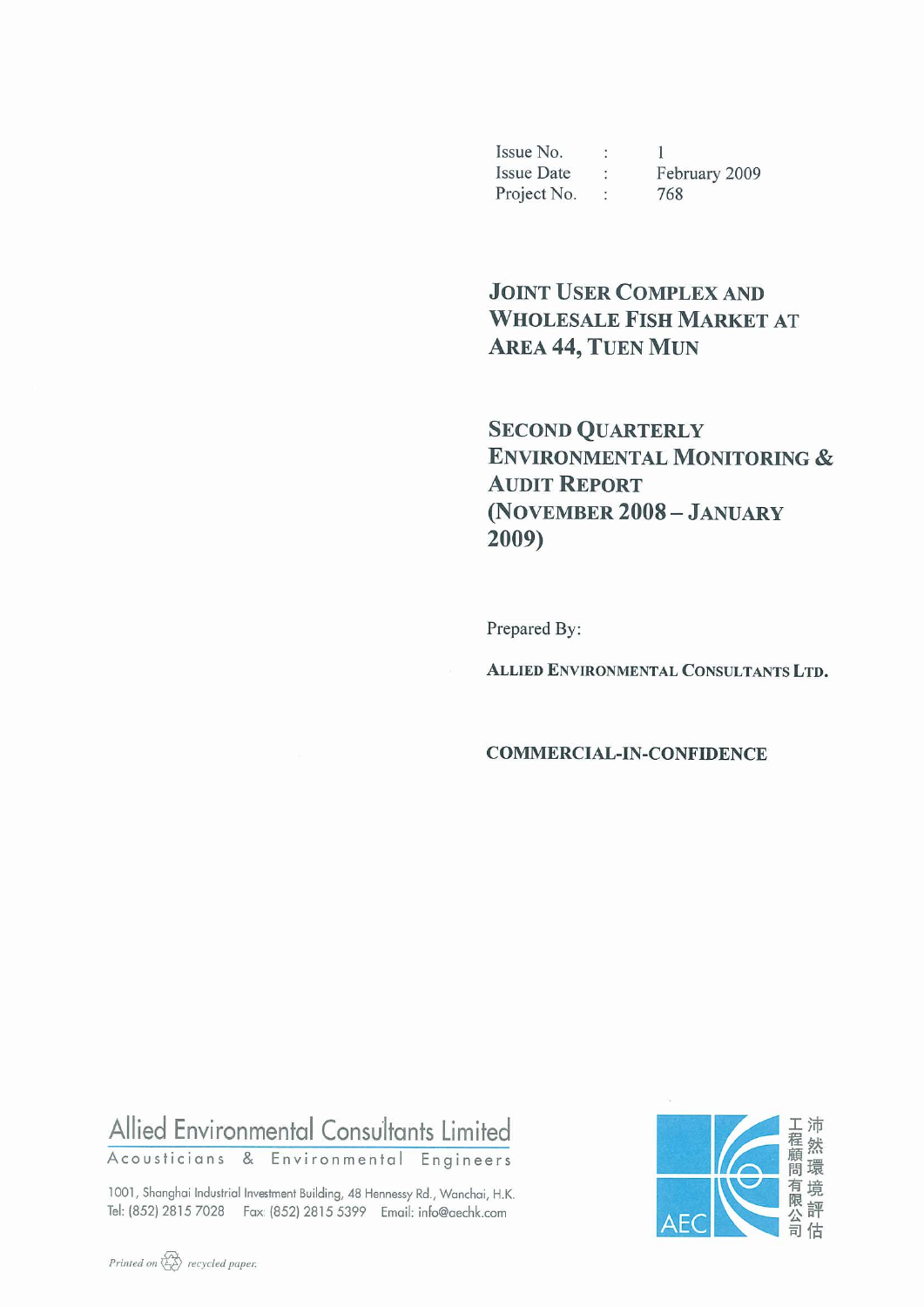Issue No. : 1
Issue Date : February 2009
Project No. : 768

# JOINT USER COMPLEX AND WHOLESALE FISH MARKET AT AREA 44, TUEN MUN

## SECOND QUARTERLY ENVIRONMENTAL MONITORING & AUDIT REPORT (NOVEMBER 2008 – JANUARY 2009)

Prepared By:

**ALLIED ENVIRONMENTAL CONSULTANTS LTD.**

**COMMERCIAL-IN-CONFIDENCE**

Allied Environmental Consultants Limited

Acousticians & Environmental Engineers

1001, Shanghai Industrial Investment Building, 48 Hennessy Rd., Wanchai, H.K.
Tel: (852) 2815 7028 Fax: (852) 2815 5399 Email: info@aechk.com

AEC 沛然環境評估工程顧問有限公司

*Printed on recycled paper.*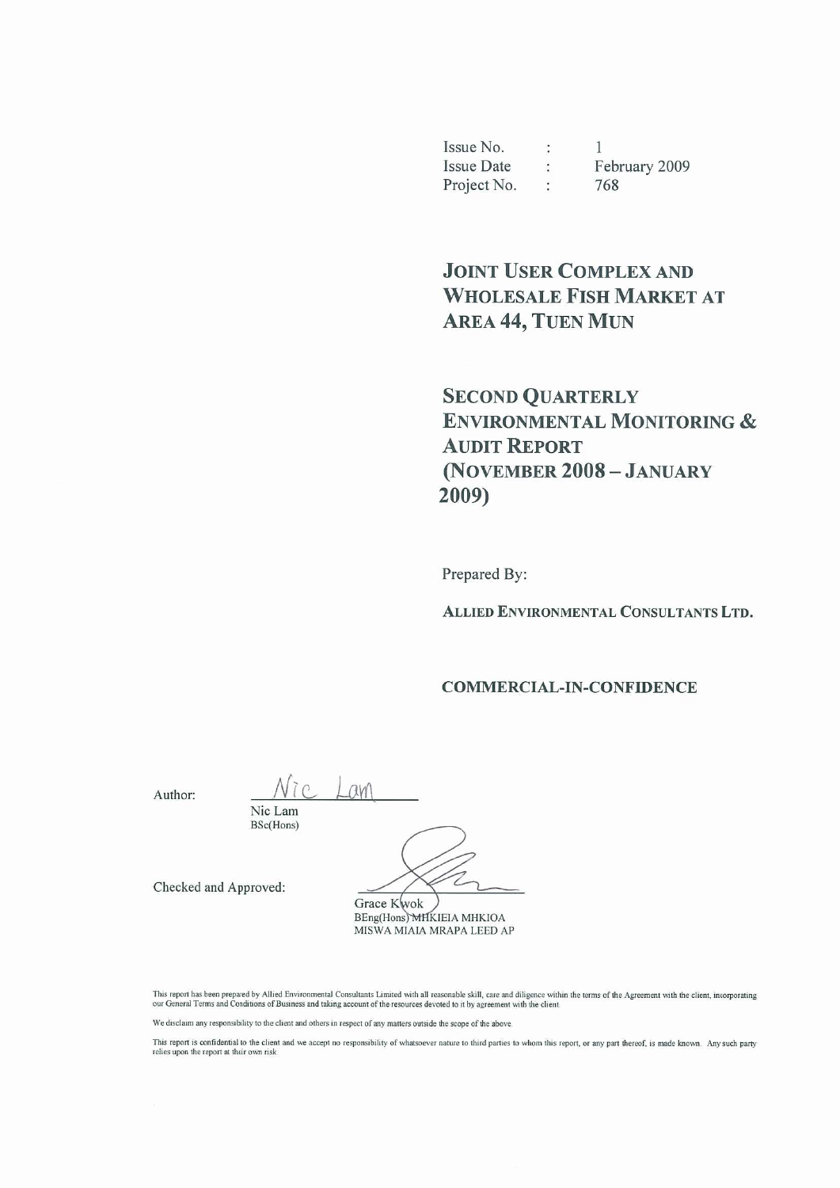| | | |
|---|---|---|
| Issue No. | : | 1 |
| Issue Date | : | February 2009 |
| Project No. | : | 768 |

# JOINT USER COMPLEX AND WHOLESALE FISH MARKET AT AREA 44, TUEN MUN

# SECOND QUARTERLY ENVIRONMENTAL MONITORING & AUDIT REPORT (NOVEMBER 2008 – JANUARY 2009)

Prepared By:

**ALLIED ENVIRONMENTAL CONSULTANTS LTD.**

**COMMERCIAL-IN-CONFIDENCE**

Author: Nic Lam
Nic Lam
BSc(Hons)

Checked and Approved:
Grace Kwok
BEng(Hons) MHKIEIA MHKIOA
MISWA MIAIA MRAPA LEED AP

This report has been prepared by Allied Environmental Consultants Limited with all reasonable skill, care and diligence within the terms of the Agreement with the client, incorporating our General Terms and Conditions of Business and taking account of the resources devoted to it by agreement with the client.

We disclaim any responsibility to the client and others in respect of any matters outside the scope of the above.

This report is confidential to the client and we accept no responsibility of whatsoever nature to third parties to whom this report, or any part thereof, is made known. Any such party relies upon the report at their own risk.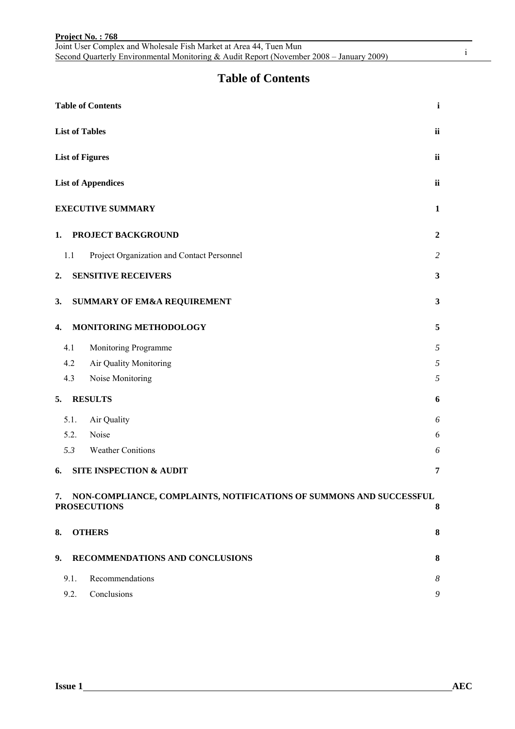# Table of Contents

**Table of Contents** i

**List of Tables** ii

**List of Figures** ii

**List of Appendices** ii

**EXECUTIVE SUMMARY** 1

**1. PROJECT BACKGROUND** 2

- 1.1 Project Organization and Contact Personnel *2*

**2. SENSITIVE RECEIVERS** 3

**3. SUMMARY OF EM&A REQUIREMENT** 3

**4. MONITORING METHODOLOGY** 5

- 4.1 Monitoring Programme *5*
- 4.2 Air Quality Monitoring *5*
- 4.3 Noise Monitoring *5*

**5. RESULTS** 6

- 5.1. Air Quality *6*
- 5.2. Noise 6
- *5.3* Weather Conitions *6*

**6. SITE INSPECTION & AUDIT** 7

**7. NON-COMPLIANCE, COMPLAINTS, NOTIFICATIONS OF SUMMONS AND SUCCESSFUL PROSECUTIONS** 8

**8. OTHERS** 8

**9. RECOMMENDATIONS AND CONCLUSIONS** 8

- 9.1. Recommendations *8*
- 9.2. Conclusions *9*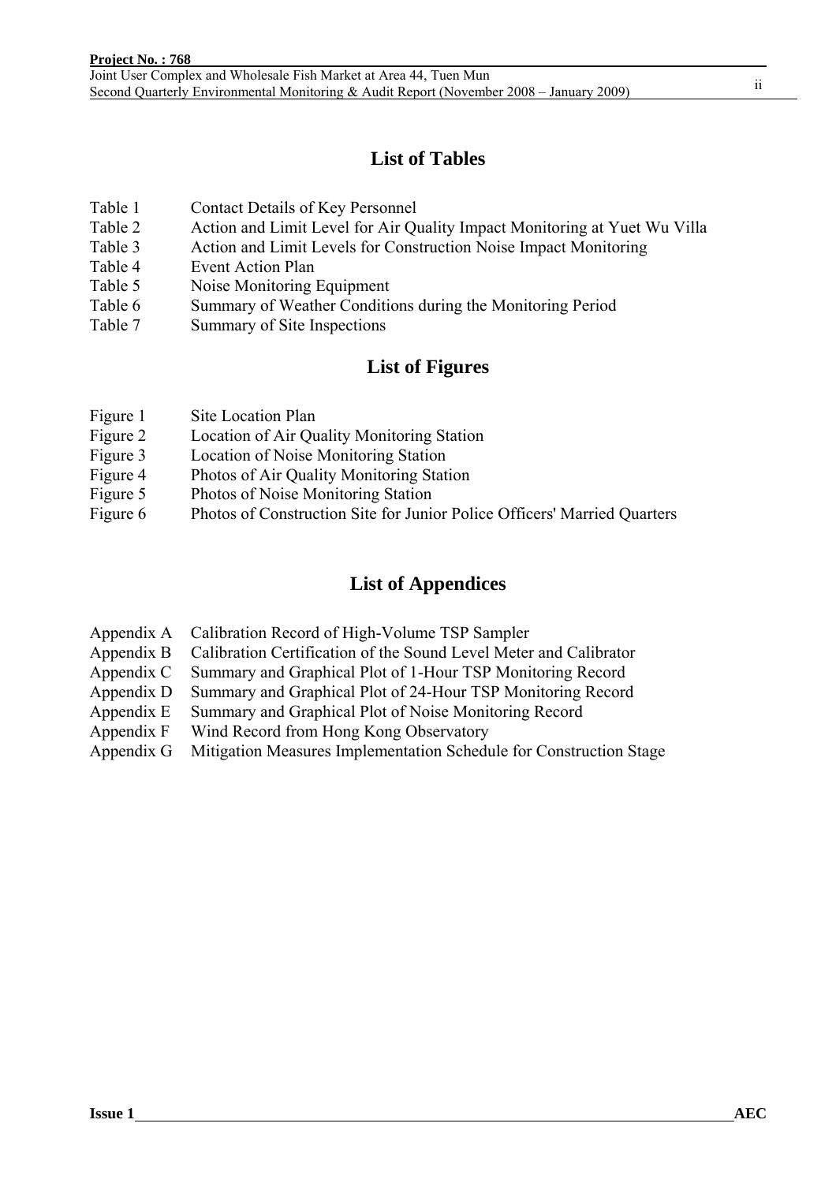## List of Tables

| | |
|---|---|
| Table 1 | Contact Details of Key Personnel |
| Table 2 | Action and Limit Level for Air Quality Impact Monitoring at Yuet Wu Villa |
| Table 3 | Action and Limit Levels for Construction Noise Impact Monitoring |
| Table 4 | Event Action Plan |
| Table 5 | Noise Monitoring Equipment |
| Table 6 | Summary of Weather Conditions during the Monitoring Period |
| Table 7 | Summary of Site Inspections |

## List of Figures

| | |
|---|---|
| Figure 1 | Site Location Plan |
| Figure 2 | Location of Air Quality Monitoring Station |
| Figure 3 | Location of Noise Monitoring Station |
| Figure 4 | Photos of Air Quality Monitoring Station |
| Figure 5 | Photos of Noise Monitoring Station |
| Figure 6 | Photos of Construction Site for Junior Police Officers' Married Quarters |

## List of Appendices

| | |
|---|---|
| Appendix A | Calibration Record of High-Volume TSP Sampler |
| Appendix B | Calibration Certification of the Sound Level Meter and Calibrator |
| Appendix C | Summary and Graphical Plot of 1-Hour TSP Monitoring Record |
| Appendix D | Summary and Graphical Plot of 24-Hour TSP Monitoring Record |
| Appendix E | Summary and Graphical Plot of Noise Monitoring Record |
| Appendix F | Wind Record from Hong Kong Observatory |
| Appendix G | Mitigation Measures Implementation Schedule for Construction Stage |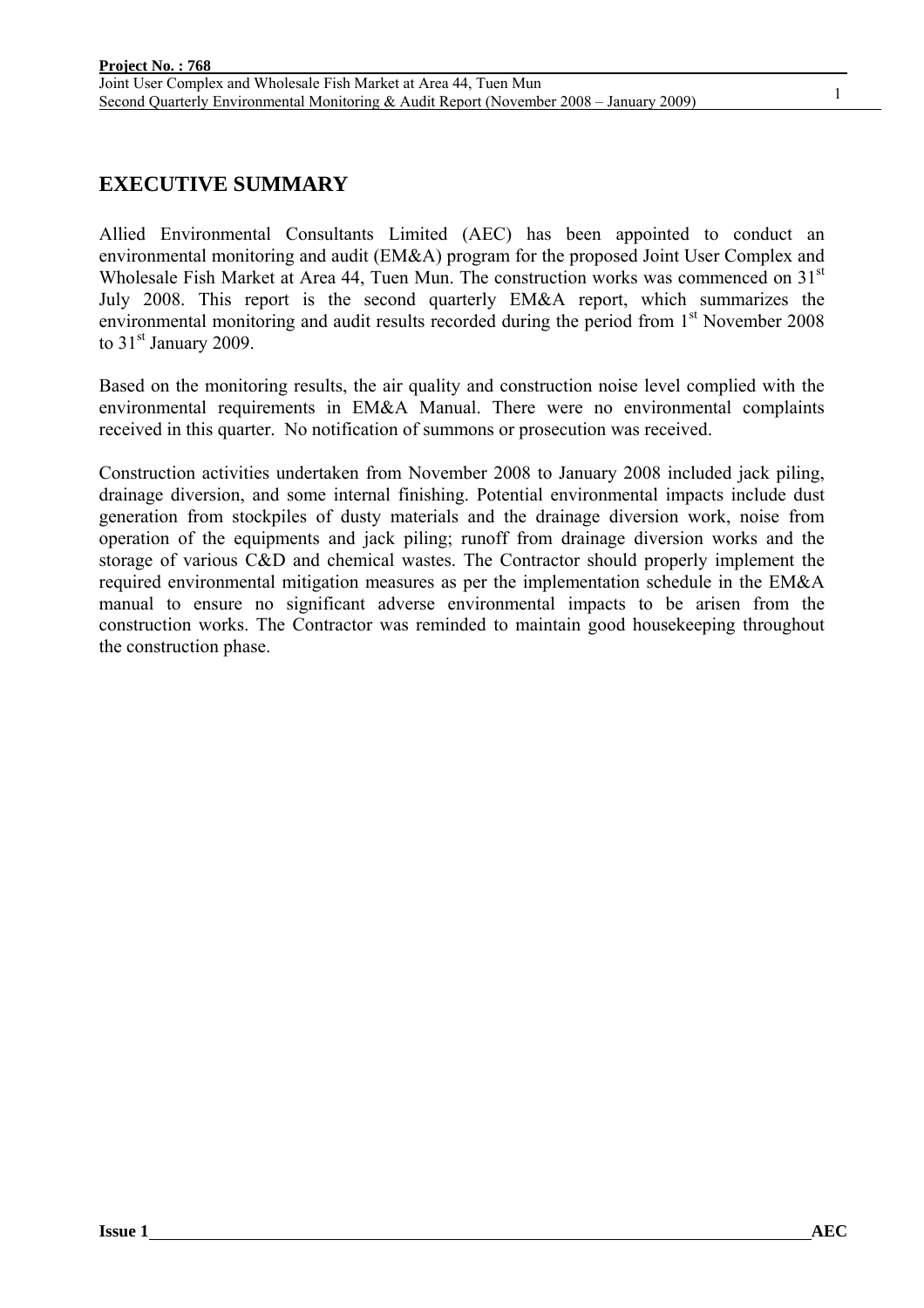# EXECUTIVE SUMMARY

Allied Environmental Consultants Limited (AEC) has been appointed to conduct an environmental monitoring and audit (EM&A) program for the proposed Joint User Complex and Wholesale Fish Market at Area 44, Tuen Mun. The construction works was commenced on 31st July 2008. This report is the second quarterly EM&A report, which summarizes the environmental monitoring and audit results recorded during the period from 1st November 2008 to 31st January 2009.

Based on the monitoring results, the air quality and construction noise level complied with the environmental requirements in EM&A Manual. There were no environmental complaints received in this quarter. No notification of summons or prosecution was received.

Construction activities undertaken from November 2008 to January 2008 included jack piling, drainage diversion, and some internal finishing. Potential environmental impacts include dust generation from stockpiles of dusty materials and the drainage diversion work, noise from operation of the equipments and jack piling; runoff from drainage diversion works and the storage of various C&D and chemical wastes. The Contractor should properly implement the required environmental mitigation measures as per the implementation schedule in the EM&A manual to ensure no significant adverse environmental impacts to be arisen from the construction works. The Contractor was reminded to maintain good housekeeping throughout the construction phase.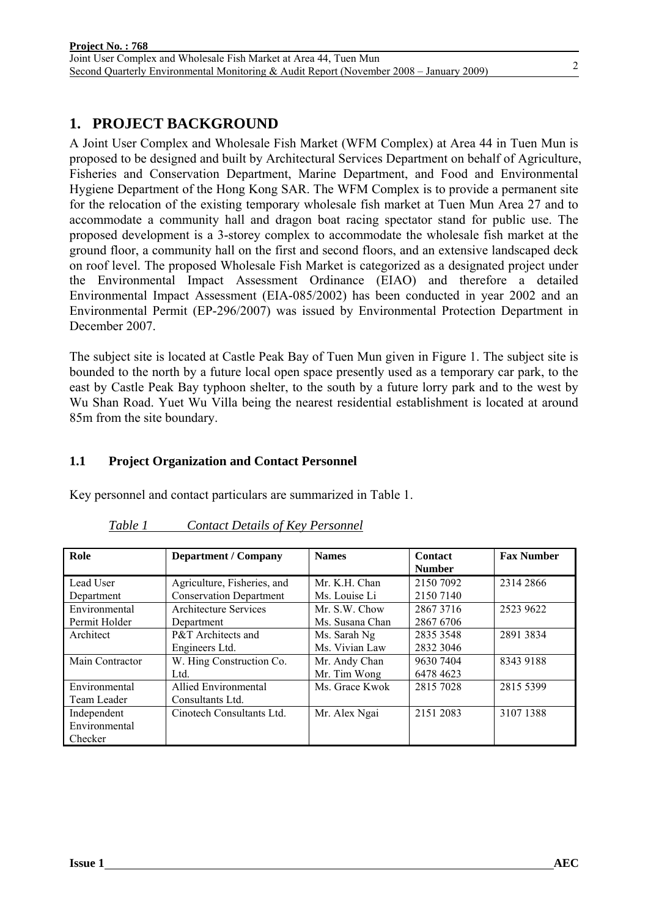# 1. PROJECT BACKGROUND

A Joint User Complex and Wholesale Fish Market (WFM Complex) at Area 44 in Tuen Mun is proposed to be designed and built by Architectural Services Department on behalf of Agriculture, Fisheries and Conservation Department, Marine Department, and Food and Environmental Hygiene Department of the Hong Kong SAR. The WFM Complex is to provide a permanent site for the relocation of the existing temporary wholesale fish market at Tuen Mun Area 27 and to accommodate a community hall and dragon boat racing spectator stand for public use. The proposed development is a 3-storey complex to accommodate the wholesale fish market at the ground floor, a community hall on the first and second floors, and an extensive landscaped deck on roof level. The proposed Wholesale Fish Market is categorized as a designated project under the Environmental Impact Assessment Ordinance (EIAO) and therefore a detailed Environmental Impact Assessment (EIA-085/2002) has been conducted in year 2002 and an Environmental Permit (EP-296/2007) was issued by Environmental Protection Department in December 2007.

The subject site is located at Castle Peak Bay of Tuen Mun given in Figure 1. The subject site is bounded to the north by a future local open space presently used as a temporary car park, to the east by Castle Peak Bay typhoon shelter, to the south by a future lorry park and to the west by Wu Shan Road. Yuet Wu Villa being the nearest residential establishment is located at around 85m from the site boundary.

## 1.1 Project Organization and Contact Personnel

Key personnel and contact particulars are summarized in Table 1.

*Table 1 Contact Details of Key Personnel*

| Role | Department / Company | Names | Contact Number | Fax Number |
|---|---|---|---|---|
| Lead User Department | Agriculture, Fisheries, and Conservation Department | Mr. K.H. Chan<br>Ms. Louise Li | 2150 7092<br>2150 7140 | 2314 2866 |
| Environmental Permit Holder | Architecture Services Department | Mr. S.W. Chow<br>Ms. Susana Chan | 2867 3716<br>2867 6706 | 2523 9622 |
| Architect | P&T Architects and Engineers Ltd. | Ms. Sarah Ng<br>Ms. Vivian Law | 2835 3548<br>2832 3046 | 2891 3834 |
| Main Contractor | W. Hing Construction Co. Ltd. | Mr. Andy Chan<br>Mr. Tim Wong | 9630 7404<br>6478 4623 | 8343 9188 |
| Environmental Team Leader | Allied Environmental Consultants Ltd. | Ms. Grace Kwok | 2815 7028 | 2815 5399 |
| Independent Environmental Checker | Cinotech Consultants Ltd. | Mr. Alex Ngai | 2151 2083 | 3107 1388 |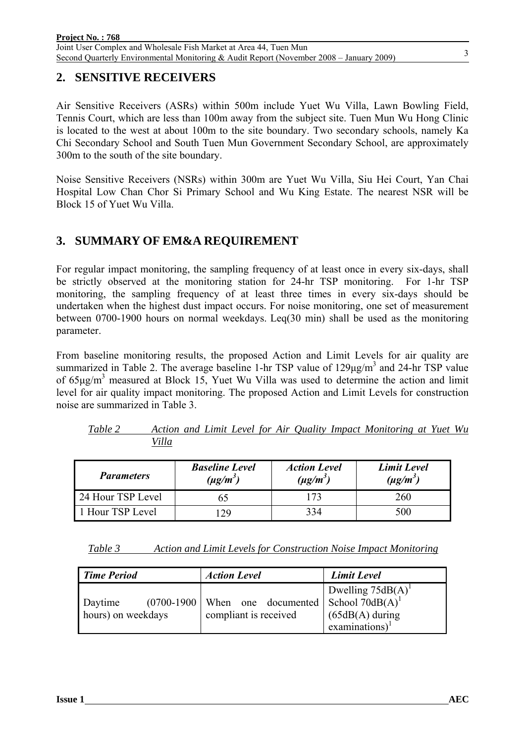## 2. SENSITIVE RECEIVERS

Air Sensitive Receivers (ASRs) within 500m include Yuet Wu Villa, Lawn Bowling Field, Tennis Court, which are less than 100m away from the subject site. Tuen Mun Wu Hong Clinic is located to the west at about 100m to the site boundary. Two secondary schools, namely Ka Chi Secondary School and South Tuen Mun Government Secondary School, are approximately 300m to the south of the site boundary.

Noise Sensitive Receivers (NSRs) within 300m are Yuet Wu Villa, Siu Hei Court, Yan Chai Hospital Low Chan Chor Si Primary School and Wu King Estate. The nearest NSR will be Block 15 of Yuet Wu Villa.

## 3. SUMMARY OF EM&A REQUIREMENT

For regular impact monitoring, the sampling frequency of at least once in every six-days, shall be strictly observed at the monitoring station for 24-hr TSP monitoring. For 1-hr TSP monitoring, the sampling frequency of at least three times in every six-days should be undertaken when the highest dust impact occurs. For noise monitoring, one set of measurement between 0700-1900 hours on normal weekdays. Leq(30 min) shall be used as the monitoring parameter.

From baseline monitoring results, the proposed Action and Limit Levels for air quality are summarized in Table 2. The average baseline 1-hr TSP value of 129μg/m$^3$ and 24-hr TSP value of 65μg/m$^3$ measured at Block 15, Yuet Wu Villa was used to determine the action and limit level for air quality impact monitoring. The proposed Action and Limit Levels for construction noise are summarized in Table 3.

*Table 2 Action and Limit Level for Air Quality Impact Monitoring at Yuet Wu Villa*

| *Parameters* | *Baseline Level (μg/m$^3$)* | *Action Level (μg/m$^3$)* | *Limit Level (μg/m$^3$)* |
|---|---|---|---|
| 24 Hour TSP Level | 65 | 173 | 260 |
| 1 Hour TSP Level | 129 | 334 | 500 |

*Table 3 Action and Limit Levels for Construction Noise Impact Monitoring*

| *Time Period* | *Action Level* | *Limit Level* |
|---|---|---|
| Daytime (0700-1900 hours) on weekdays | When one documented compliant is received | Dwelling 75dB(A)[1] School 70dB(A)[1] (65dB(A) during examinations)[1] |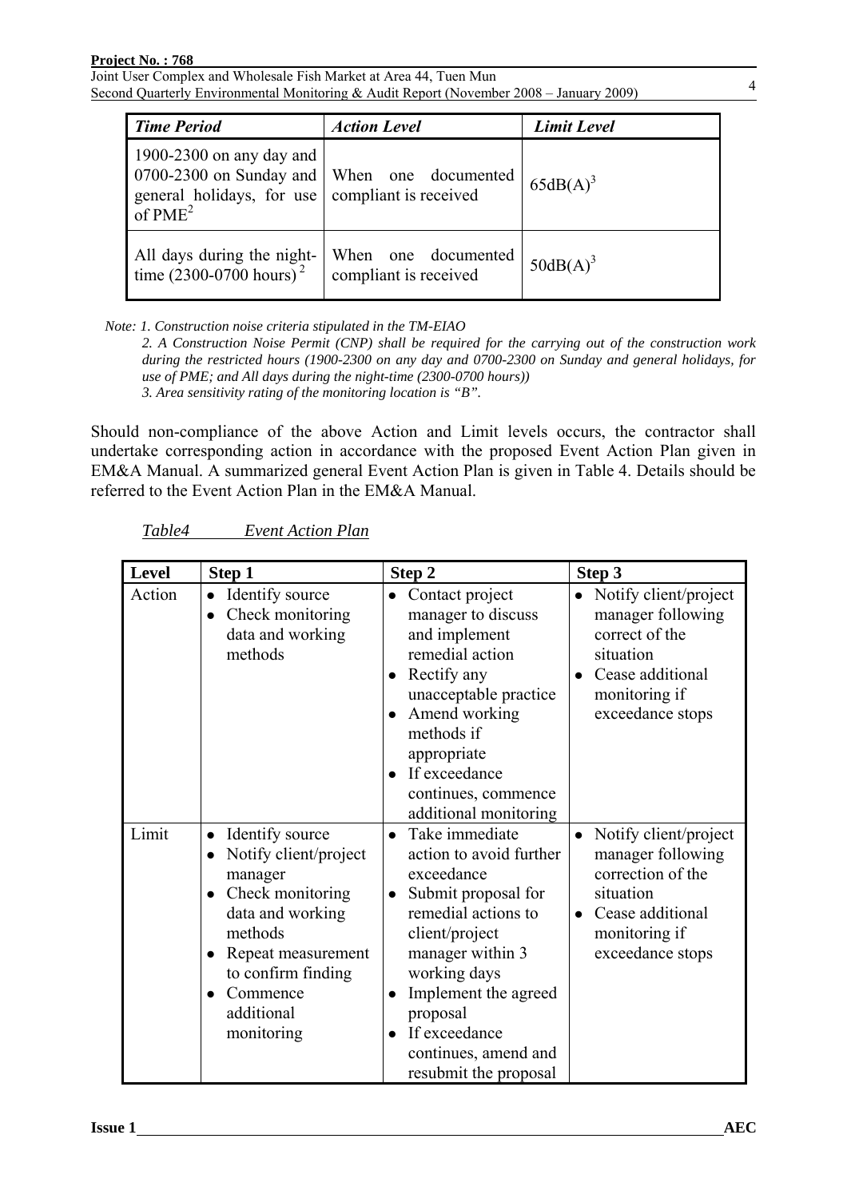| *Time Period* | *Action Level* | *Limit Level* |
|---|---|---|
| 1900-2300 on any day and 0700-2300 on Sunday and general holidays, for use of PME[2] | When one documented compliant is received | 65dB(A)[3] |
| All days during the night-time (2300-0700 hours)[2] | When one documented compliant is received | 50dB(A)[3] |

*Note: 1. Construction noise criteria stipulated in the TM-EIAO*

*2. A Construction Noise Permit (CNP) shall be required for the carrying out of the construction work during the restricted hours (1900-2300 on any day and 0700-2300 on Sunday and general holidays, for use of PME; and All days during the night-time (2300-0700 hours))*

*3. Area sensitivity rating of the monitoring location is "B".*

Should non-compliance of the above Action and Limit levels occurs, the contractor shall undertake corresponding action in accordance with the proposed Event Action Plan given in EM&A Manual. A summarized general Event Action Plan is given in Table 4. Details should be referred to the Event Action Plan in the EM&A Manual.

*Table4 Event Action Plan*

| Level | Step 1 | Step 2 | Step 3 |
|---|---|---|---|
| Action | • Identify source<br>• Check monitoring data and working methods | • Contact project manager to discuss and implement remedial action<br>• Rectify any unacceptable practice<br>• Amend working methods if appropriate<br>• If exceedance continues, commence additional monitoring | • Notify client/project manager following correct of the situation<br>• Cease additional monitoring if exceedance stops |
| Limit | • Identify source<br>• Notify client/project manager<br>• Check monitoring data and working methods<br>• Repeat measurement to confirm finding<br>• Commence additional monitoring | • Take immediate action to avoid further exceedance<br>• Submit proposal for remedial actions to client/project manager within 3 working days<br>• Implement the agreed proposal<br>• If exceedance continues, amend and resubmit the proposal | • Notify client/project manager following correction of the situation<br>• Cease additional monitoring if exceedance stops |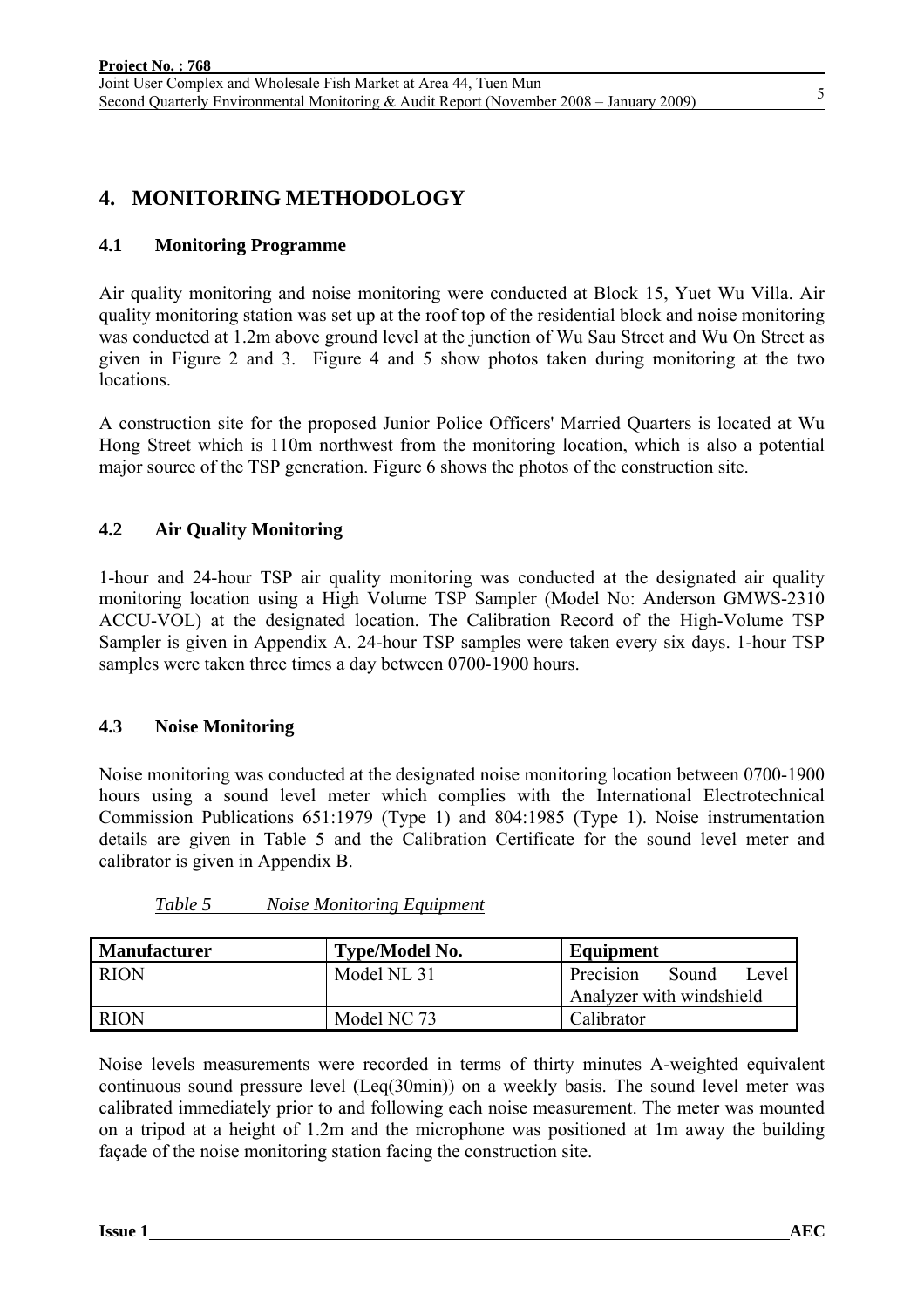# 4. MONITORING METHODOLOGY

## 4.1 Monitoring Programme

Air quality monitoring and noise monitoring were conducted at Block 15, Yuet Wu Villa. Air quality monitoring station was set up at the roof top of the residential block and noise monitoring was conducted at 1.2m above ground level at the junction of Wu Sau Street and Wu On Street as given in Figure 2 and 3. Figure 4 and 5 show photos taken during monitoring at the two locations.

A construction site for the proposed Junior Police Officers' Married Quarters is located at Wu Hong Street which is 110m northwest from the monitoring location, which is also a potential major source of the TSP generation. Figure 6 shows the photos of the construction site.

## 4.2 Air Quality Monitoring

1-hour and 24-hour TSP air quality monitoring was conducted at the designated air quality monitoring location using a High Volume TSP Sampler (Model No: Anderson GMWS-2310 ACCU-VOL) at the designated location. The Calibration Record of the High-Volume TSP Sampler is given in Appendix A. 24-hour TSP samples were taken every six days. 1-hour TSP samples were taken three times a day between 0700-1900 hours.

## 4.3 Noise Monitoring

Noise monitoring was conducted at the designated noise monitoring location between 0700-1900 hours using a sound level meter which complies with the International Electrotechnical Commission Publications 651:1979 (Type 1) and 804:1985 (Type 1). Noise instrumentation details are given in Table 5 and the Calibration Certificate for the sound level meter and calibrator is given in Appendix B.

*Table 5 Noise Monitoring Equipment*

| Manufacturer | Type/Model No. | Equipment |
|---|---|---|
| RION | Model NL 31 | Precision Sound Level Analyzer with windshield |
| RION | Model NC 73 | Calibrator |

Noise levels measurements were recorded in terms of thirty minutes A-weighted equivalent continuous sound pressure level (Leq(30min)) on a weekly basis. The sound level meter was calibrated immediately prior to and following each noise measurement. The meter was mounted on a tripod at a height of 1.2m and the microphone was positioned at 1m away the building façade of the noise monitoring station facing the construction site.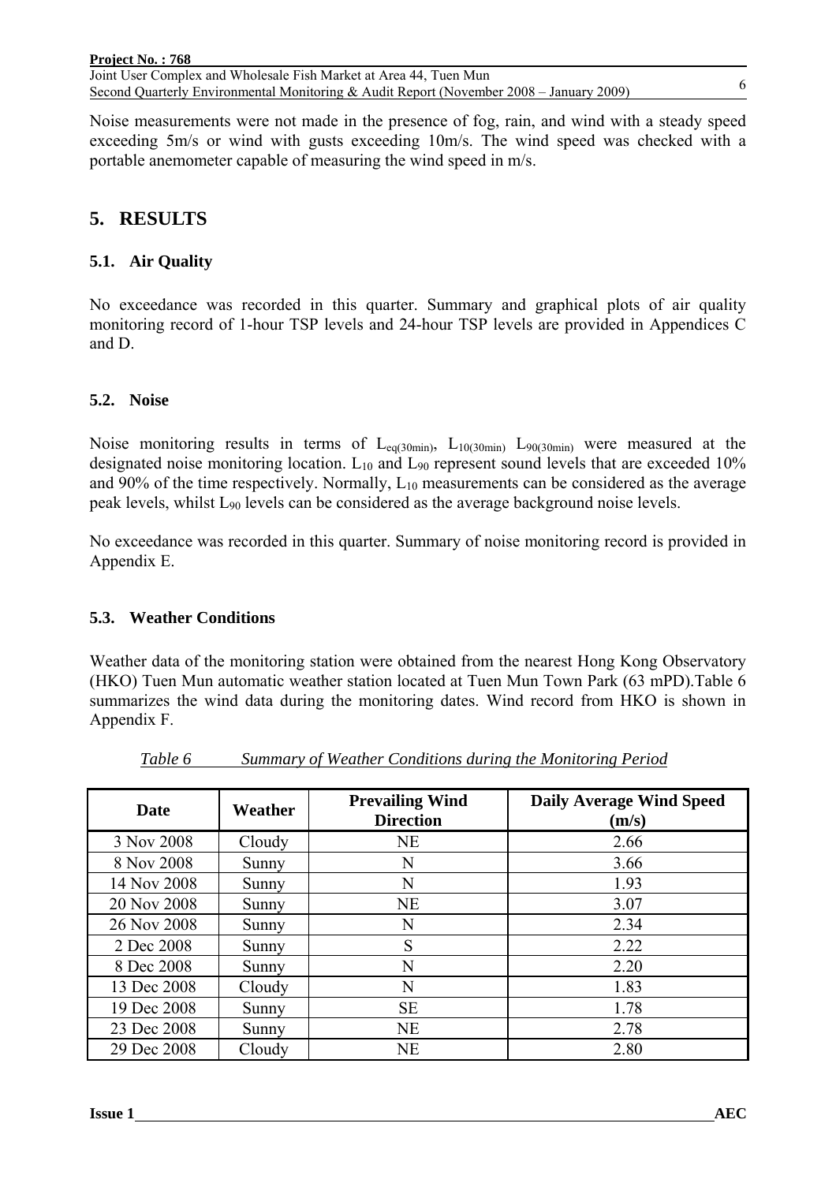Noise measurements were not made in the presence of fog, rain, and wind with a steady speed exceeding 5m/s or wind with gusts exceeding 10m/s. The wind speed was checked with a portable anemometer capable of measuring the wind speed in m/s.

# 5. RESULTS

## 5.1. Air Quality

No exceedance was recorded in this quarter. Summary and graphical plots of air quality monitoring record of 1-hour TSP levels and 24-hour TSP levels are provided in Appendices C and D.

## 5.2. Noise

Noise monitoring results in terms of $L_{eq(30min)}$, $L_{10(30min)}$ $L_{90(30min)}$ were measured at the designated noise monitoring location. $L_{10}$ and $L_{90}$ represent sound levels that are exceeded 10% and 90% of the time respectively. Normally, $L_{10}$ measurements can be considered as the average peak levels, whilst $L_{90}$ levels can be considered as the average background noise levels.

No exceedance was recorded in this quarter. Summary of noise monitoring record is provided in Appendix E.

## 5.3. Weather Conditions

Weather data of the monitoring station were obtained from the nearest Hong Kong Observatory (HKO) Tuen Mun automatic weather station located at Tuen Mun Town Park (63 mPD).Table 6 summarizes the wind data during the monitoring dates. Wind record from HKO is shown in Appendix F.

*Table 6 Summary of Weather Conditions during the Monitoring Period*

| Date | Weather | Prevailing Wind Direction | Daily Average Wind Speed (m/s) |
|---|---|---|---|
| 3 Nov 2008 | Cloudy | NE | 2.66 |
| 8 Nov 2008 | Sunny | N | 3.66 |
| 14 Nov 2008 | Sunny | N | 1.93 |
| 20 Nov 2008 | Sunny | NE | 3.07 |
| 26 Nov 2008 | Sunny | N | 2.34 |
| 2 Dec 2008 | Sunny | S | 2.22 |
| 8 Dec 2008 | Sunny | N | 2.20 |
| 13 Dec 2008 | Cloudy | N | 1.83 |
| 19 Dec 2008 | Sunny | SE | 1.78 |
| 23 Dec 2008 | Sunny | NE | 2.78 |
| 29 Dec 2008 | Cloudy | NE | 2.80 |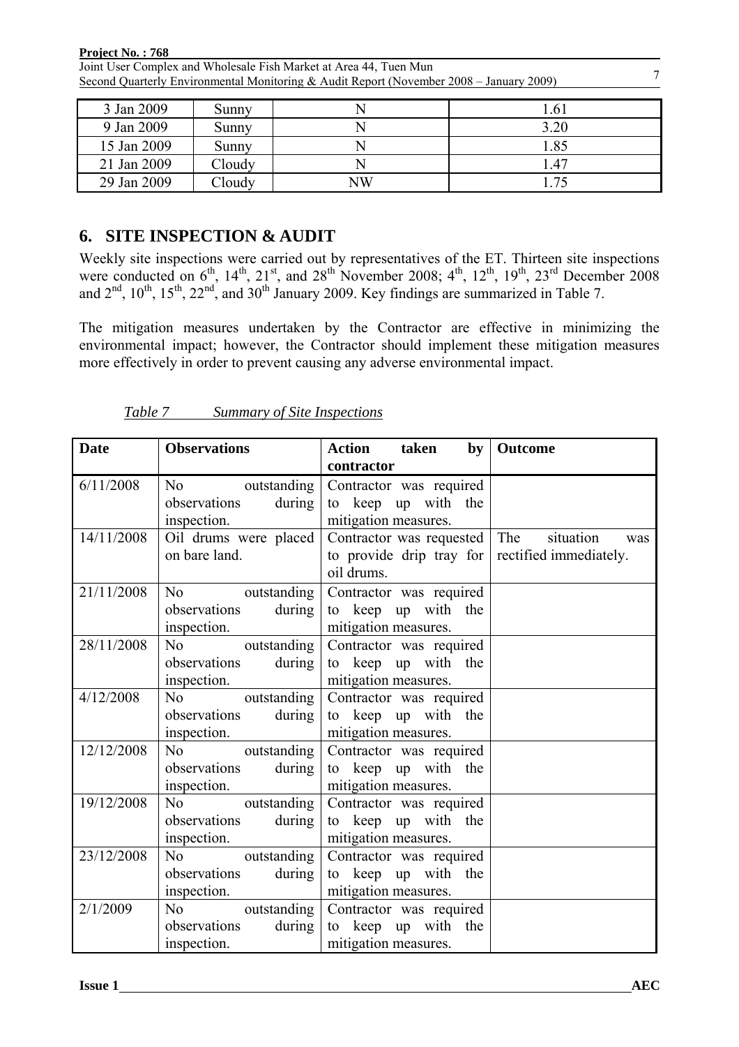| | | | |
|---|---|---|---|
| 3 Jan 2009 | Sunny | N | 1.61 |
| 9 Jan 2009 | Sunny | N | 3.20 |
| 15 Jan 2009 | Sunny | N | 1.85 |
| 21 Jan 2009 | Cloudy | N | 1.47 |
| 29 Jan 2009 | Cloudy | NW | 1.75 |

## 6. SITE INSPECTION & AUDIT

Weekly site inspections were carried out by representatives of the ET. Thirteen site inspections were conducted on 6th, 14th, 21st, and 28th November 2008; 4th, 12th, 19th, 23rd December 2008 and 2nd, 10th, 15th, 22nd, and 30th January 2009. Key findings are summarized in Table 7.

The mitigation measures undertaken by the Contractor are effective in minimizing the environmental impact; however, the Contractor should implement these mitigation measures more effectively in order to prevent causing any adverse environmental impact.

*Table 7 Summary of Site Inspections*

| Date | Observations | Action taken by contractor | Outcome |
|---|---|---|---|
| 6/11/2008 | No outstanding observations during inspection. | Contractor was required to keep up with the mitigation measures. | |
| 14/11/2008 | Oil drums were placed on bare land. | Contractor was requested to provide drip tray for oil drums. | The situation was rectified immediately. |
| 21/11/2008 | No outstanding observations during inspection. | Contractor was required to keep up with the mitigation measures. | |
| 28/11/2008 | No outstanding observations during inspection. | Contractor was required to keep up with the mitigation measures. | |
| 4/12/2008 | No outstanding observations during inspection. | Contractor was required to keep up with the mitigation measures. | |
| 12/12/2008 | No outstanding observations during inspection. | Contractor was required to keep up with the mitigation measures. | |
| 19/12/2008 | No outstanding observations during inspection. | Contractor was required to keep up with the mitigation measures. | |
| 23/12/2008 | No outstanding observations during inspection. | Contractor was required to keep up with the mitigation measures. | |
| 2/1/2009 | No outstanding observations during inspection. | Contractor was required to keep up with the mitigation measures. | |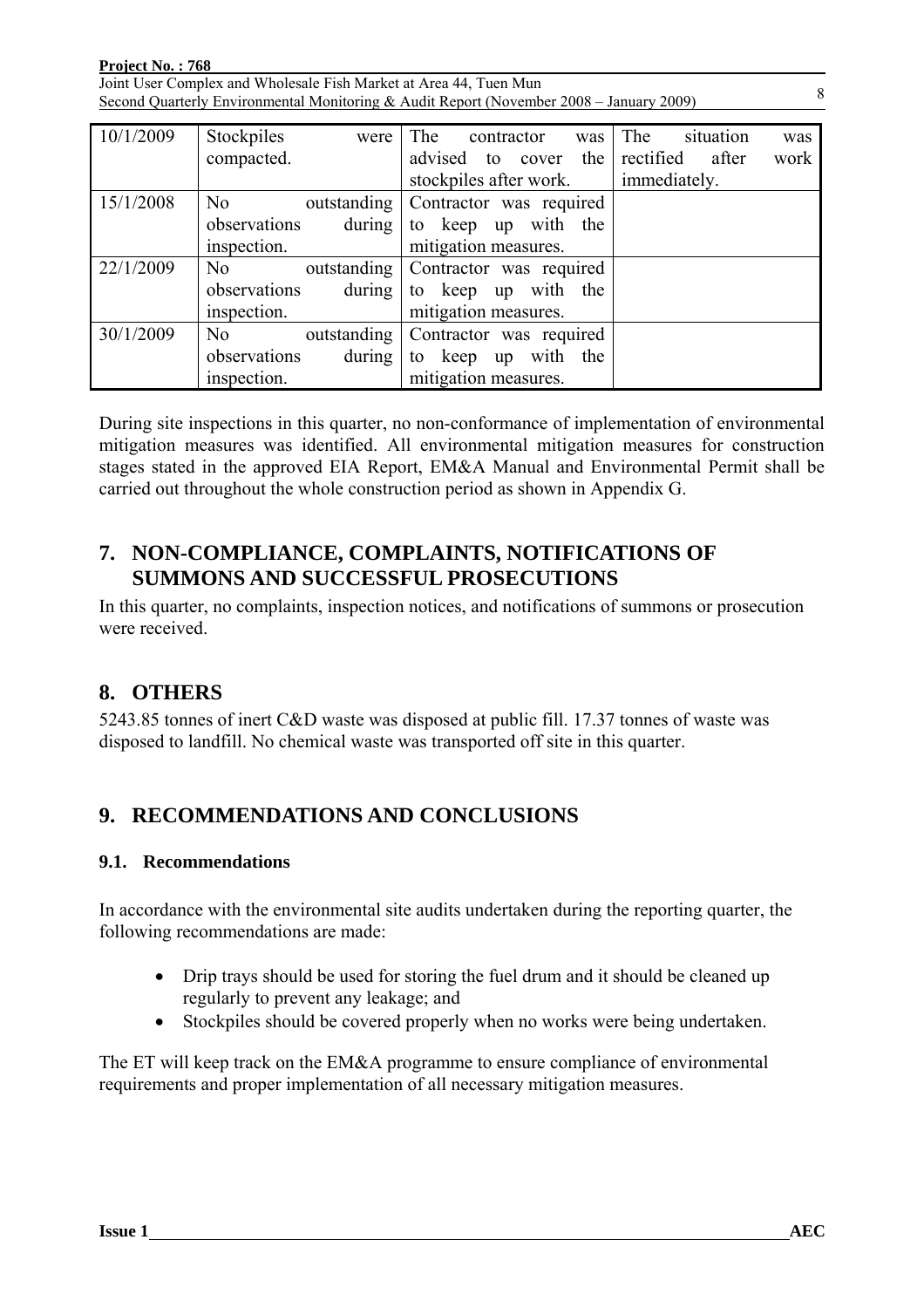| | | | |
|---|---|---|---|
| 10/1/2009 | Stockpiles were compacted. | The contractor was advised to cover the stockpiles after work. | The situation was rectified after work immediately. |
| 15/1/2008 | No outstanding observations during inspection. | Contractor was required to keep up with the mitigation measures. | |
| 22/1/2009 | No outstanding observations during inspection. | Contractor was required to keep up with the mitigation measures. | |
| 30/1/2009 | No outstanding observations during inspection. | Contractor was required to keep up with the mitigation measures. | |

During site inspections in this quarter, no non-conformance of implementation of environmental mitigation measures was identified. All environmental mitigation measures for construction stages stated in the approved EIA Report, EM&A Manual and Environmental Permit shall be carried out throughout the whole construction period as shown in Appendix G.

# 7. NON-COMPLIANCE, COMPLAINTS, NOTIFICATIONS OF SUMMONS AND SUCCESSFUL PROSECUTIONS

In this quarter, no complaints, inspection notices, and notifications of summons or prosecution were received.

# 8. OTHERS

5243.85 tonnes of inert C&D waste was disposed at public fill. 17.37 tonnes of waste was disposed to landfill. No chemical waste was transported off site in this quarter.

# 9. RECOMMENDATIONS AND CONCLUSIONS

## 9.1. Recommendations

In accordance with the environmental site audits undertaken during the reporting quarter, the following recommendations are made:

- Drip trays should be used for storing the fuel drum and it should be cleaned up regularly to prevent any leakage; and
- Stockpiles should be covered properly when no works were being undertaken.

The ET will keep track on the EM&A programme to ensure compliance of environmental requirements and proper implementation of all necessary mitigation measures.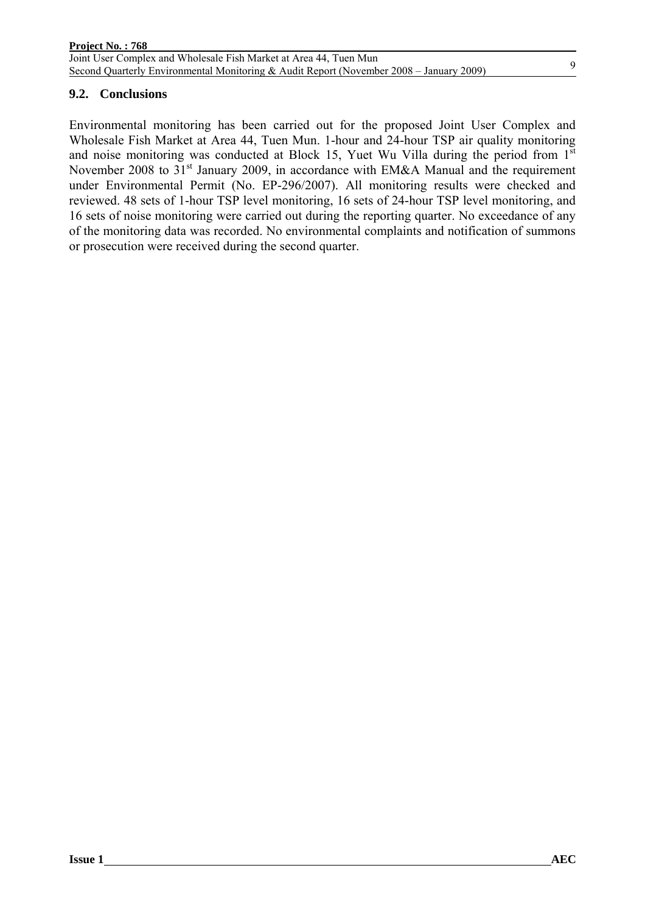## 9.2. Conclusions

Environmental monitoring has been carried out for the proposed Joint User Complex and Wholesale Fish Market at Area 44, Tuen Mun. 1-hour and 24-hour TSP air quality monitoring and noise monitoring was conducted at Block 15, Yuet Wu Villa during the period from 1st November 2008 to 31st January 2009, in accordance with EM&A Manual and the requirement under Environmental Permit (No. EP-296/2007). All monitoring results were checked and reviewed. 48 sets of 1-hour TSP level monitoring, 16 sets of 24-hour TSP level monitoring, and 16 sets of noise monitoring were carried out during the reporting quarter. No exceedance of any of the monitoring data was recorded. No environmental complaints and notification of summons or prosecution were received during the second quarter.